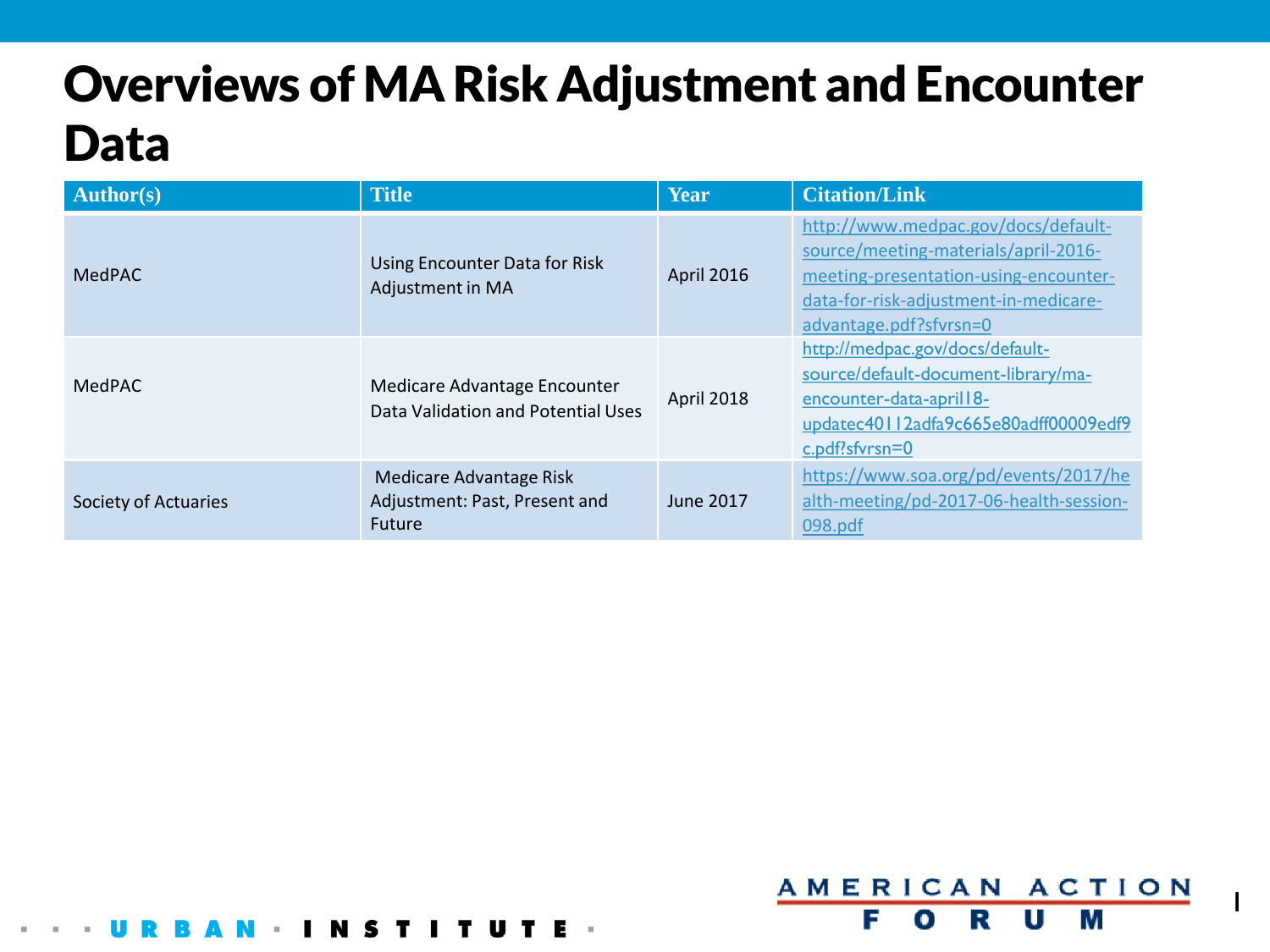# Overviews of MA Risk Adjustment and Encounter Data

| Author(s) | Title | Year | Citation/Link |
| --- | --- | --- | --- |
| MedPAC | Using Encounter Data for Risk Adjustment in MA | April 2016 | http://www.medpac.gov/docs/default-source/meeting-materials/april-2016-meeting-presentation-using-encounter-data-for-risk-adjustment-in-medicare-advantage.pdf?sfvrsn=0 |
| MedPAC | Medicare Advantage Encounter Data Validation and Potential Uses | April 2018 | http://medpac.gov/docs/default-source/default-document-library/ma-encounter-data-april18-updatec40112adfa9c665e80adff00009edf9c.pdf?sfvrsn=0 |
| Society of Actuaries | Medicare Advantage Risk Adjustment: Past, Present and Future | June 2017 | https://www.soa.org/pd/events/2017/health-meeting/pd-2017-06-health-session-098.pdf |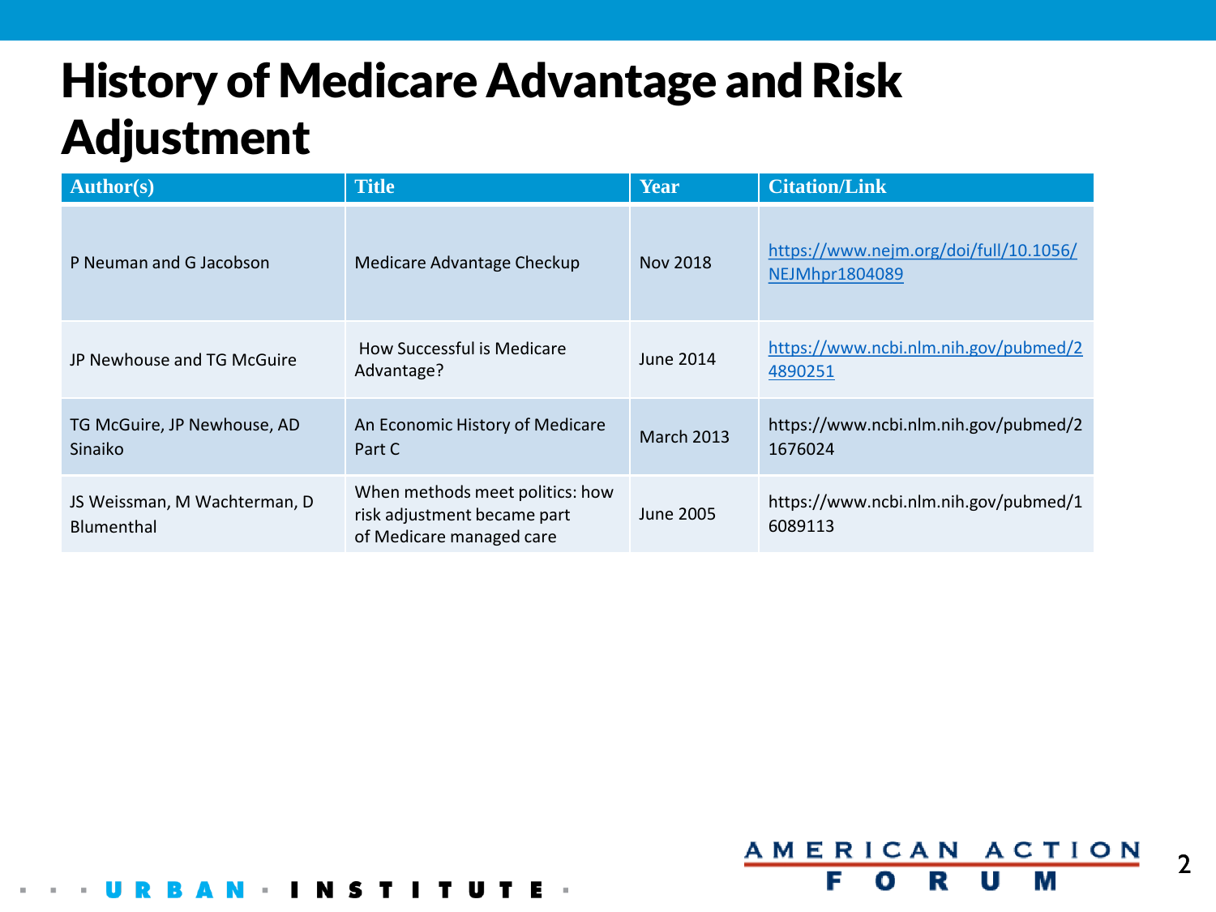# History of Medicare Advantage and Risk Adjustment

| Author(s) | Title | Year | Citation/Link |
|---|---|---|---|
| P Neuman and G Jacobson | Medicare Advantage Checkup | Nov 2018 | https://www.nejm.org/doi/full/10.1056/NEJMhpr1804089 |
| JP Newhouse and TG McGuire | How Successful is Medicare Advantage? | June 2014 | https://www.ncbi.nlm.nih.gov/pubmed/24890251 |
| TG McGuire, JP Newhouse, AD Sinaiko | An Economic History of Medicare Part C | March 2013 | https://www.ncbi.nlm.nih.gov/pubmed/21676024 |
| JS Weissman, M Wachterman, D Blumenthal | When methods meet politics: how risk adjustment became part of Medicare managed care | June 2005 | https://www.ncbi.nlm.nih.gov/pubmed/16089113 |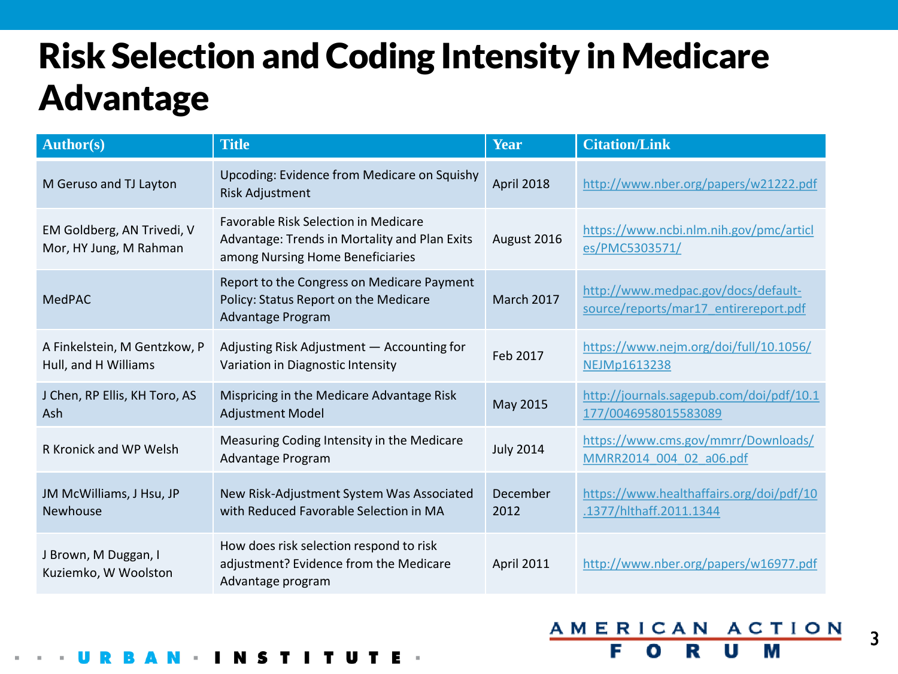# Risk Selection and Coding Intensity in Medicare Advantage

| Author(s) | Title | Year | Citation/Link |
|---|---|---|---|
| M Geruso and TJ Layton | Upcoding: Evidence from Medicare on Squishy Risk Adjustment | April 2018 | http://www.nber.org/papers/w21222.pdf |
| EM Goldberg, AN Trivedi, V Mor, HY Jung, M Rahman | Favorable Risk Selection in Medicare Advantage: Trends in Mortality and Plan Exits among Nursing Home Beneficiaries | August 2016 | https://www.ncbi.nlm.nih.gov/pmc/articles/PMC5303571/ |
| MedPAC | Report to the Congress on Medicare Payment Policy: Status Report on the Medicare Advantage Program | March 2017 | http://www.medpac.gov/docs/default-source/reports/mar17_entirereport.pdf |
| A Finkelstein, M Gentzkow, P Hull, and H Williams | Adjusting Risk Adjustment — Accounting for Variation in Diagnostic Intensity | Feb 2017 | https://www.nejm.org/doi/full/10.1056/NEJMp1613238 |
| J Chen, RP Ellis, KH Toro, AS Ash | Mispricing in the Medicare Advantage Risk Adjustment Model | May 2015 | http://journals.sagepub.com/doi/pdf/10.1177/0046958015583089 |
| R Kronick and WP Welsh | Measuring Coding Intensity in the Medicare Advantage Program | July 2014 | https://www.cms.gov/mmrr/Downloads/MMRR2014_004_02_a06.pdf |
| JM McWilliams, J Hsu, JP Newhouse | New Risk-Adjustment System Was Associated with Reduced Favorable Selection in MA | December 2012 | https://www.healthaffairs.org/doi/pdf/10.1377/hlthaff.2011.1344 |
| J Brown, M Duggan, I Kuziemko, W Woolston | How does risk selection respond to risk adjustment? Evidence from the Medicare Advantage program | April 2011 | http://www.nber.org/papers/w16977.pdf |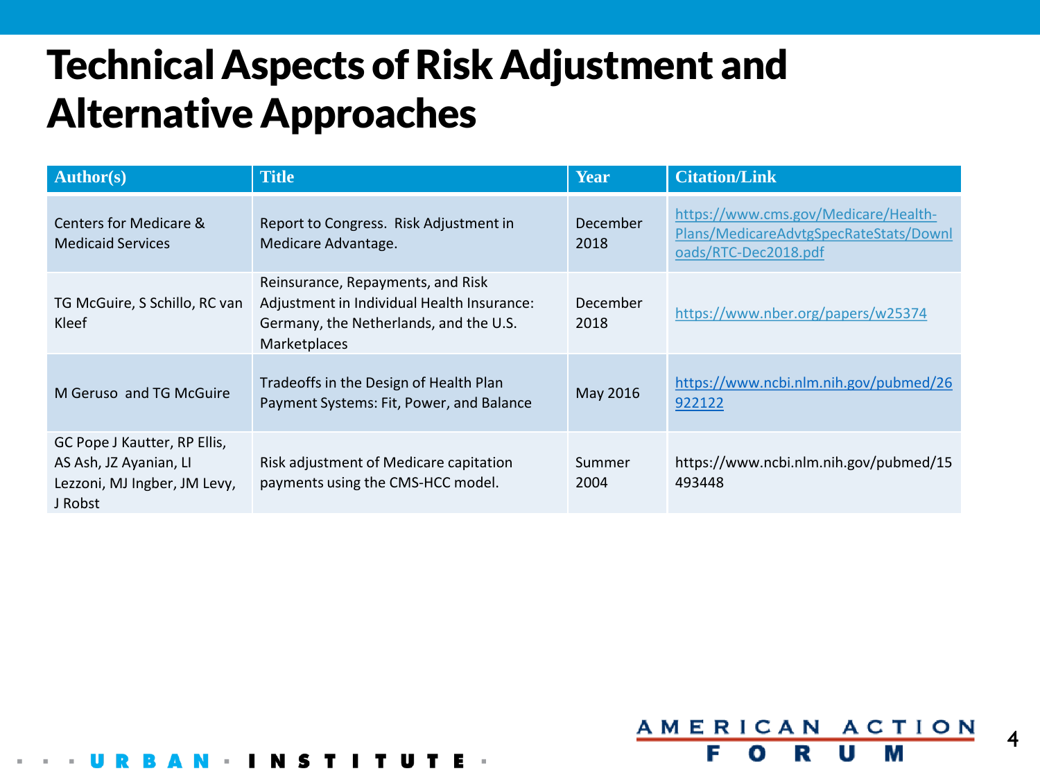# Technical Aspects of Risk Adjustment and Alternative Approaches

| Author(s) | Title | Year | Citation/Link |
|---|---|---|---|
| Centers for Medicare & Medicaid Services | Report to Congress. Risk Adjustment in Medicare Advantage. | December 2018 | https://www.cms.gov/Medicare/Health-Plans/MedicareAdvtgSpecRateStats/Downloads/RTC-Dec2018.pdf |
| TG McGuire, S Schillo, RC van Kleef | Reinsurance, Repayments, and Risk Adjustment in Individual Health Insurance: Germany, the Netherlands, and the U.S. Marketplaces | December 2018 | https://www.nber.org/papers/w25374 |
| M Geruso and TG McGuire | Tradeoffs in the Design of Health Plan Payment Systems: Fit, Power, and Balance | May 2016 | https://www.ncbi.nlm.nih.gov/pubmed/26922122 |
| GC Pope J Kautter, RP Ellis, AS Ash, JZ Ayanian, LI Lezzoni, MJ Ingber, JM Levy, J Robst | Risk adjustment of Medicare capitation payments using the CMS-HCC model. | Summer 2004 | https://www.ncbi.nlm.nih.gov/pubmed/15493448 |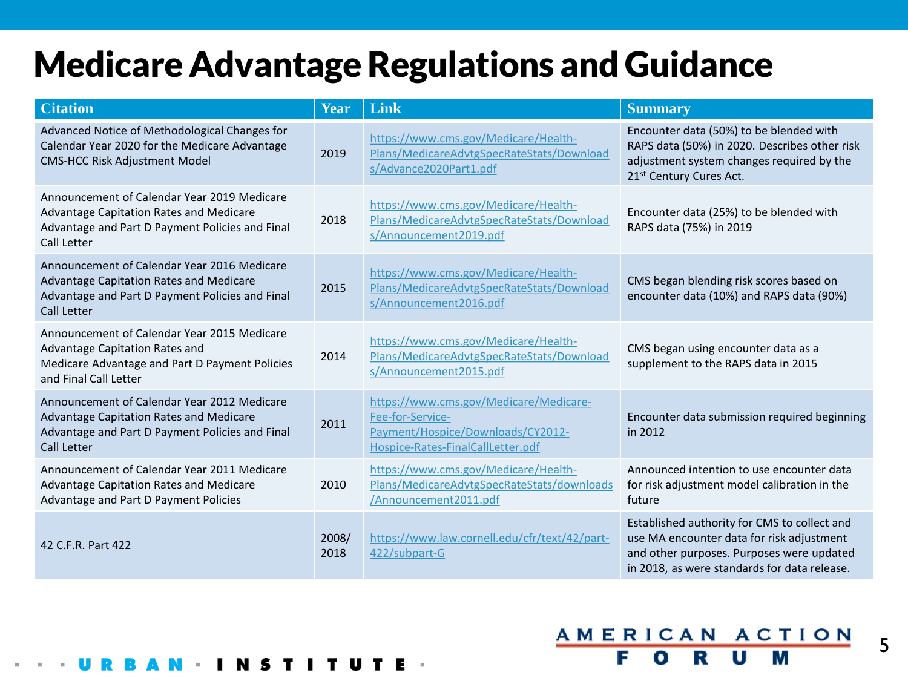# Medicare Advantage Regulations and Guidance

| Citation | Year | Link | Summary |
|---|---|---|---|
| Advanced Notice of Methodological Changes for Calendar Year 2020 for the Medicare Advantage CMS-HCC Risk Adjustment Model | 2019 | https://www.cms.gov/Medicare/Health-Plans/MedicareAdvtgSpecRateStats/Downloads/Advance2020Part1.pdf | Encounter data (50%) to be blended with RAPS data (50%) in 2020. Describes other risk adjustment system changes required by the 21st Century Cures Act. |
| Announcement of Calendar Year 2019 Medicare Advantage Capitation Rates and Medicare Advantage and Part D Payment Policies and Final Call Letter | 2018 | https://www.cms.gov/Medicare/Health-Plans/MedicareAdvtgSpecRateStats/Downloads/Announcement2019.pdf | Encounter data (25%) to be blended with RAPS data (75%) in 2019 |
| Announcement of Calendar Year 2016 Medicare Advantage Capitation Rates and Medicare Advantage and Part D Payment Policies and Final Call Letter | 2015 | https://www.cms.gov/Medicare/Health-Plans/MedicareAdvtgSpecRateStats/Downloads/Announcement2016.pdf | CMS began blending risk scores based on encounter data (10%) and RAPS data (90%) |
| Announcement of Calendar Year 2015 Medicare Advantage Capitation Rates and Medicare Advantage and Part D Payment Policies and Final Call Letter | 2014 | https://www.cms.gov/Medicare/Health-Plans/MedicareAdvtgSpecRateStats/Downloads/Announcement2015.pdf | CMS began using encounter data as a supplement to the RAPS data in 2015 |
| Announcement of Calendar Year 2012 Medicare Advantage Capitation Rates and Medicare Advantage and Part D Payment Policies and Final Call Letter | 2011 | https://www.cms.gov/Medicare/Medicare-Fee-for-Service-Payment/Hospice/Downloads/CY2012-Hospice-Rates-FinalCallLetter.pdf | Encounter data submission required beginning in 2012 |
| Announcement of Calendar Year 2011 Medicare Advantage Capitation Rates and Medicare Advantage and Part D Payment Policies | 2010 | https://www.cms.gov/Medicare/Health-Plans/MedicareAdvtgSpecRateStats/downloads/Announcement2011.pdf | Announced intention to use encounter data for risk adjustment model calibration in the future |
| 42 C.F.R. Part 422 | 2008/ 2018 | https://www.law.cornell.edu/cfr/text/42/part-422/subpart-G | Established authority for CMS to collect and use MA encounter data for risk adjustment and other purposes. Purposes were updated in 2018, as were standards for data release. |

URBAN INSTITUTE

AMERICAN ACTION FORUM